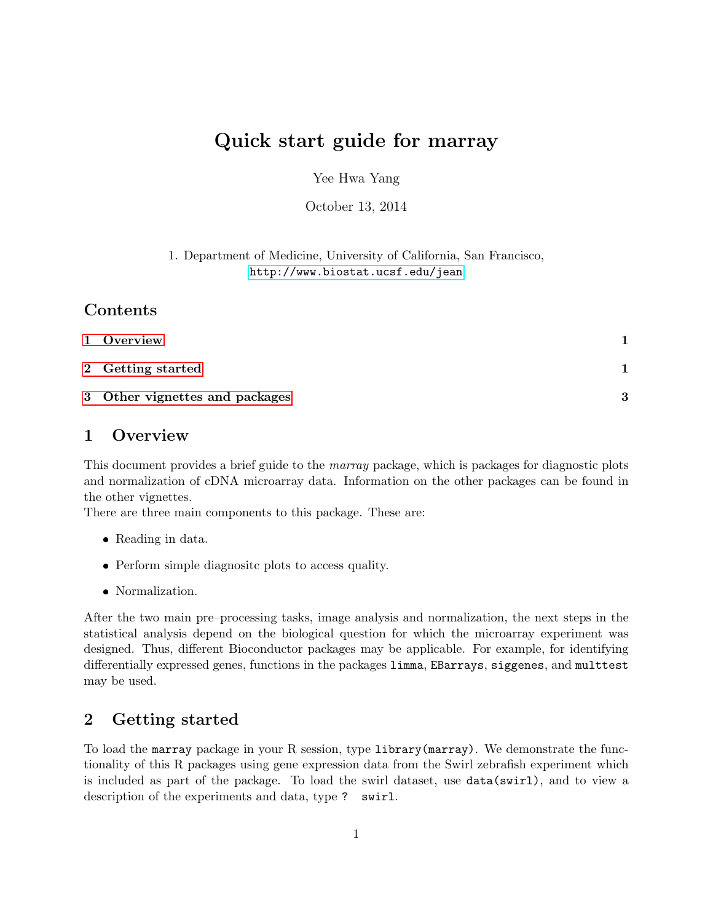# Quick start guide for marray

Yee Hwa Yang

October 13, 2014

1. Department of Medicine, University of California, San Francisco, http://www.biostat.ucsf.edu/jean

## Contents

1 Overview 1

2 Getting started 1

3 Other vignettes and packages 3

## 1 Overview

This document provides a brief guide to the *marray* package, which is packages for diagnostic plots and normalization of cDNA microarray data. Information on the other packages can be found in the other vignettes.
There are three main components to this package. These are:

- Reading in data.
- Perform simple diagnositc plots to access quality.
- Normalization.

After the two main pre–processing tasks, image analysis and normalization, the next steps in the statistical analysis depend on the biological question for which the microarray experiment was designed. Thus, different Bioconductor packages may be applicable. For example, for identifying differentially expressed genes, functions in the packages `limma`, `EBarrays`, `siggenes`, and `multtest` may be used.

## 2 Getting started

To load the `marray` package in your R session, type `library(marray)`. We demonstrate the functionality of this R packages using gene expression data from the Swirl zebrafish experiment which is included as part of the package. To load the swirl dataset, use `data(swirl)`, and to view a description of the experiments and data, type `? swirl`.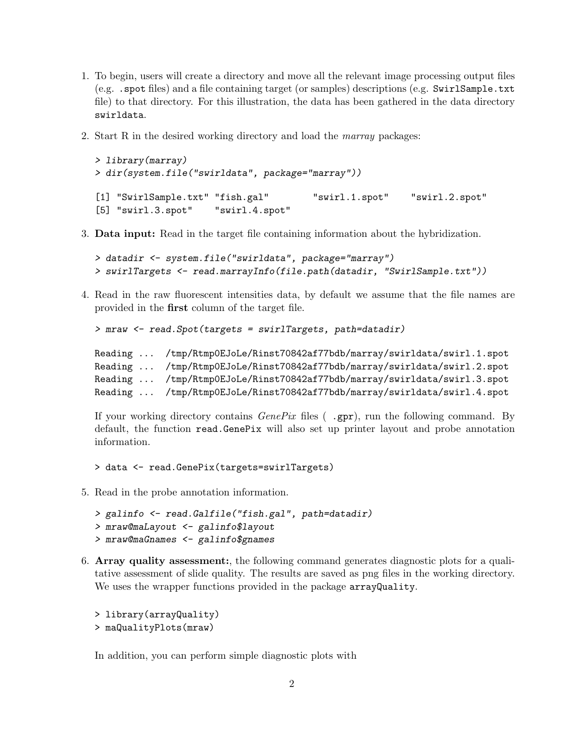1. To begin, users will create a directory and move all the relevant image processing output files (e.g. `.spot` files) and a file containing target (or samples) descriptions (e.g. `SwirlSample.txt` file) to that directory. For this illustration, the data has been gathered in the data directory `swirldata`.

2. Start R in the desired working directory and load the *marray* packages:

```
> library(marray)
> dir(system.file("swirldata", package="marray"))

[1] "SwirlSample.txt" "fish.gal"        "swirl.1.spot"    "swirl.2.spot"
[5] "swirl.3.spot"    "swirl.4.spot"
```

3. **Data input:** Read in the target file containing information about the hybridization.

```
> datadir <- system.file("swirldata", package="marray")
> swirlTargets <- read.marrayInfo(file.path(datadir, "SwirlSample.txt"))
```

4. Read in the raw fluorescent intensities data, by default we assume that the file names are provided in the **first** column of the target file.

```
> mraw <- read.Spot(targets = swirlTargets, path=datadir)

Reading ...  /tmp/Rtmp0EJoLe/Rinst70842af77bdb/marray/swirldata/swirl.1.spot
Reading ...  /tmp/Rtmp0EJoLe/Rinst70842af77bdb/marray/swirldata/swirl.2.spot
Reading ...  /tmp/Rtmp0EJoLe/Rinst70842af77bdb/marray/swirldata/swirl.3.spot
Reading ...  /tmp/Rtmp0EJoLe/Rinst70842af77bdb/marray/swirldata/swirl.4.spot
```

   If your working directory contains *GenePix* files ( `.gpr`), run the following command. By default, the function `read.GenePix` will also set up printer layout and probe annotation information.

```
> data <- read.GenePix(targets=swirlTargets)
```

5. Read in the probe annotation information.

```
> galinfo <- read.Galfile("fish.gal", path=datadir)
> mraw@maLayout <- galinfo$layout
> mraw@maGnames <- galinfo$gnames
```

6. **Array quality assessment:**, the following command generates diagnostic plots for a qualitative assessment of slide quality. The results are saved as png files in the working directory. We uses the wrapper functions provided in the package `arrayQuality`.

```
> library(arrayQuality)
> maQualityPlots(mraw)
```

   In addition, you can perform simple diagnostic plots with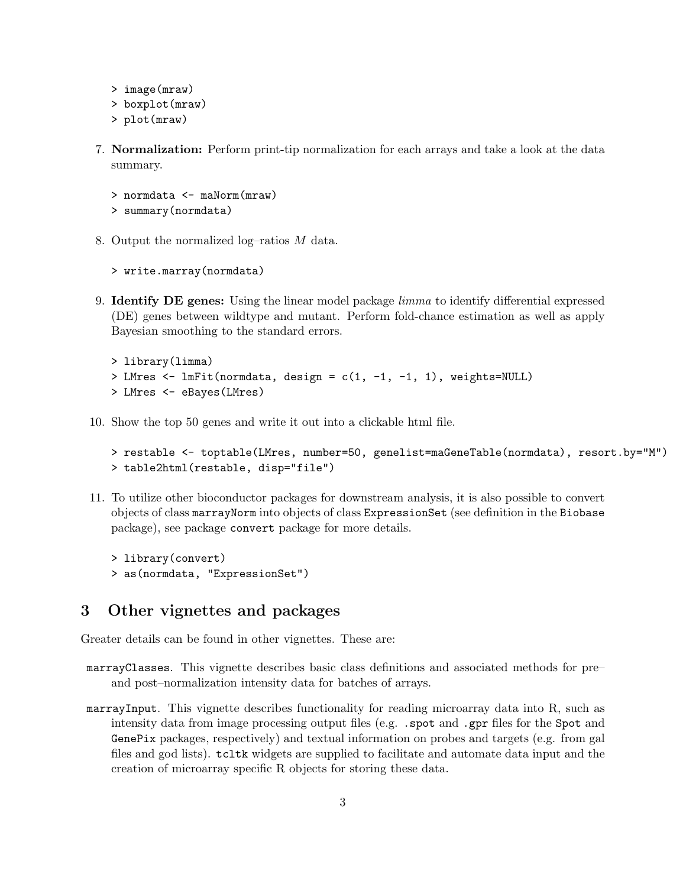```
> image(mraw)
> boxplot(mraw)
> plot(mraw)
```

7. **Normalization:** Perform print-tip normalization for each arrays and take a look at the data summary.

```
> normdata <- maNorm(mraw)
> summary(normdata)
```

8. Output the normalized log–ratios $M$ data.

```
> write.marray(normdata)
```

9. **Identify DE genes:** Using the linear model package *limma* to identify differential expressed (DE) genes between wildtype and mutant. Perform fold-chance estimation as well as apply Bayesian smoothing to the standard errors.

```
> library(limma)
> LMres <- lmFit(normdata, design = c(1, -1, -1, 1), weights=NULL)
> LMres <- eBayes(LMres)
```

10. Show the top 50 genes and write it out into a clickable html file.

```
> restable <- toptable(LMres, number=50, genelist=maGeneTable(normdata), resort.by="M")
> table2html(restable, disp="file")
```

11. To utilize other bioconductor packages for downstream analysis, it is also possible to convert objects of class `marrayNorm` into objects of class `ExpressionSet` (see definition in the `Biobase` package), see package `convert` package for more details.

```
> library(convert)
> as(normdata, "ExpressionSet")
```

## 3 Other vignettes and packages

Greater details can be found in other vignettes. These are:

`marrayClasses`. This vignette describes basic class definitions and associated methods for pre– and post–normalization intensity data for batches of arrays.

`marrayInput`. This vignette describes functionality for reading microarray data into R, such as intensity data from image processing output files (e.g. `.spot` and `.gpr` files for the `Spot` and `GenePix` packages, respectively) and textual information on probes and targets (e.g. from gal files and god lists). `tcltk` widgets are supplied to facilitate and automate data input and the creation of microarray specific R objects for storing these data.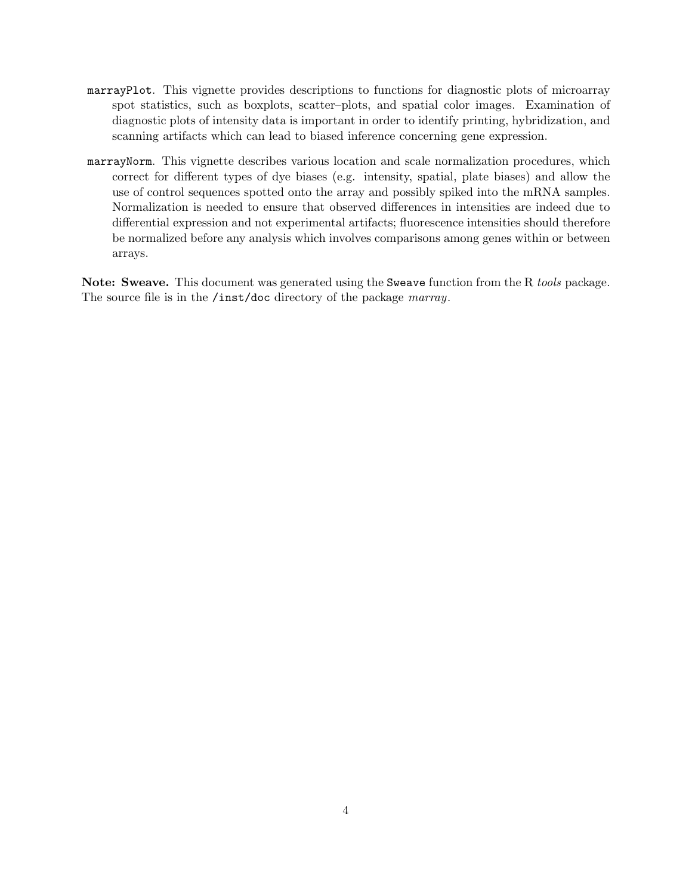- `marrayPlot`. This vignette provides descriptions to functions for diagnostic plots of microarray spot statistics, such as boxplots, scatter–plots, and spatial color images. Examination of diagnostic plots of intensity data is important in order to identify printing, hybridization, and scanning artifacts which can lead to biased inference concerning gene expression.

- `marrayNorm`. This vignette describes various location and scale normalization procedures, which correct for different types of dye biases (e.g. intensity, spatial, plate biases) and allow the use of control sequences spotted onto the array and possibly spiked into the mRNA samples. Normalization is needed to ensure that observed differences in intensities are indeed due to differential expression and not experimental artifacts; fluorescence intensities should therefore be normalized before any analysis which involves comparisons among genes within or between arrays.

**Note: Sweave.** This document was generated using the `Sweave` function from the R *tools* package. The source file is in the `/inst/doc` directory of the package *marray*.